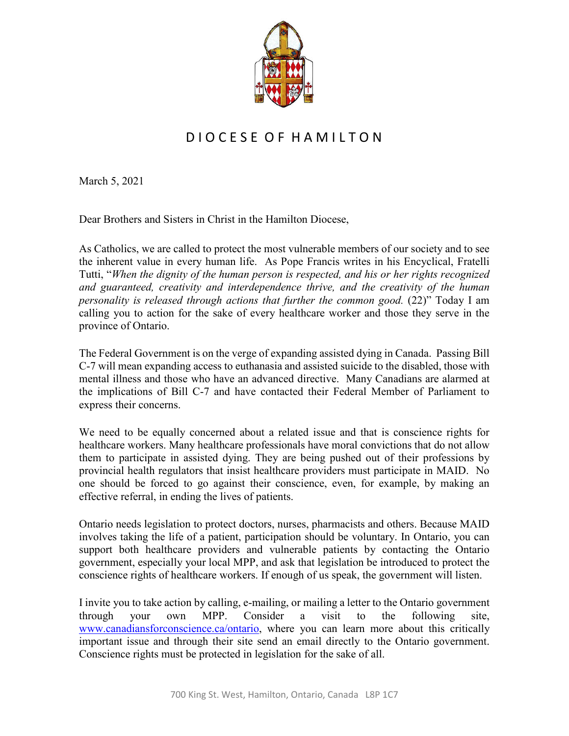# DIOCESE OF HAMILTON

March 5, 2021

Dear Brothers and Sisters in Christ in the Hamilton Diocese,

As Catholics, we are called to protect the most vulnerable members of our society and to see the inherent value in every human life. As Pope Francis writes in his Encyclical, Fratelli Tutti, "*When the dignity of the human person is respected, and his or her rights recognized and guaranteed, creativity and interdependence thrive, and the creativity of the human personality is released through actions that further the common good.* (22)" Today I am calling you to action for the sake of every healthcare worker and those they serve in the province of Ontario.

The Federal Government is on the verge of expanding assisted dying in Canada. Passing Bill C-7 will mean expanding access to euthanasia and assisted suicide to the disabled, those with mental illness and those who have an advanced directive. Many Canadians are alarmed at the implications of Bill C-7 and have contacted their Federal Member of Parliament to express their concerns.

We need to be equally concerned about a related issue and that is conscience rights for healthcare workers. Many healthcare professionals have moral convictions that do not allow them to participate in assisted dying. They are being pushed out of their professions by provincial health regulators that insist healthcare providers must participate in MAID. No one should be forced to go against their conscience, even, for example, by making an effective referral, in ending the lives of patients.

Ontario needs legislation to protect doctors, nurses, pharmacists and others. Because MAID involves taking the life of a patient, participation should be voluntary. In Ontario, you can support both healthcare providers and vulnerable patients by contacting the Ontario government, especially your local MPP, and ask that legislation be introduced to protect the conscience rights of healthcare workers. If enough of us speak, the government will listen.

I invite you to take action by calling, e-mailing, or mailing a letter to the Ontario government through your own MPP. Consider a visit to the following site, [www.canadiansforconscience.ca/ontario](http://www.canadiansforconscience.ca/ontario), where you can learn more about this critically important issue and through their site send an email directly to the Ontario government. Conscience rights must be protected in legislation for the sake of all.

700 King St. West, Hamilton, Ontario, Canada L8P 1C7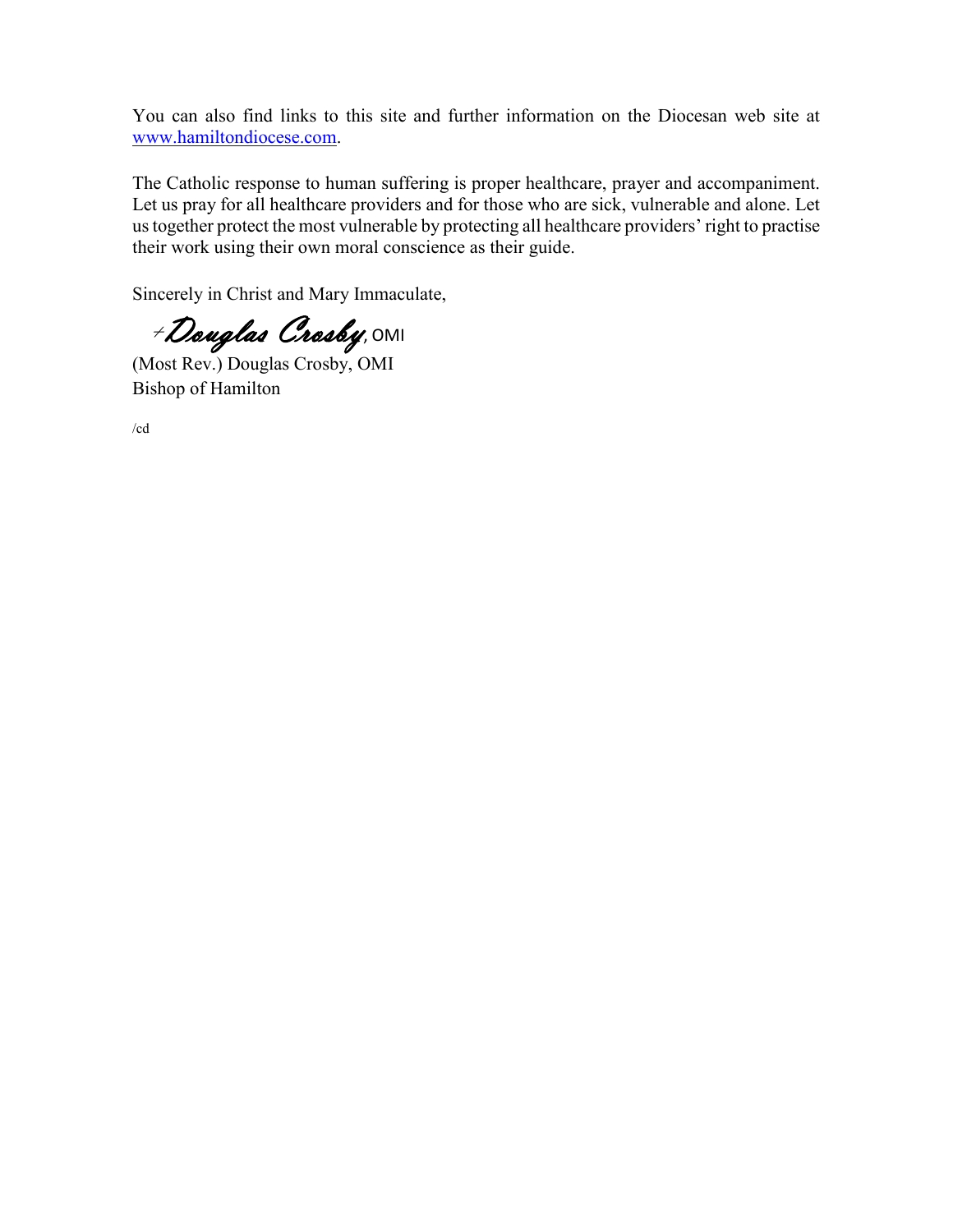You can also find links to this site and further information on the Diocesan web site at [www.hamiltondiocese.com](http://www.hamiltondiocese.com).

The Catholic response to human suffering is proper healthcare, prayer and accompaniment. Let us pray for all healthcare providers and for those who are sick, vulnerable and alone. Let us together protect the most vulnerable by protecting all healthcare providers' right to practise their work using their own moral conscience as their guide.

Sincerely in Christ and Mary Immaculate,

+Douglas Crosby, OMI

(Most Rev.) Douglas Crosby, OMI
Bishop of Hamilton

/cd